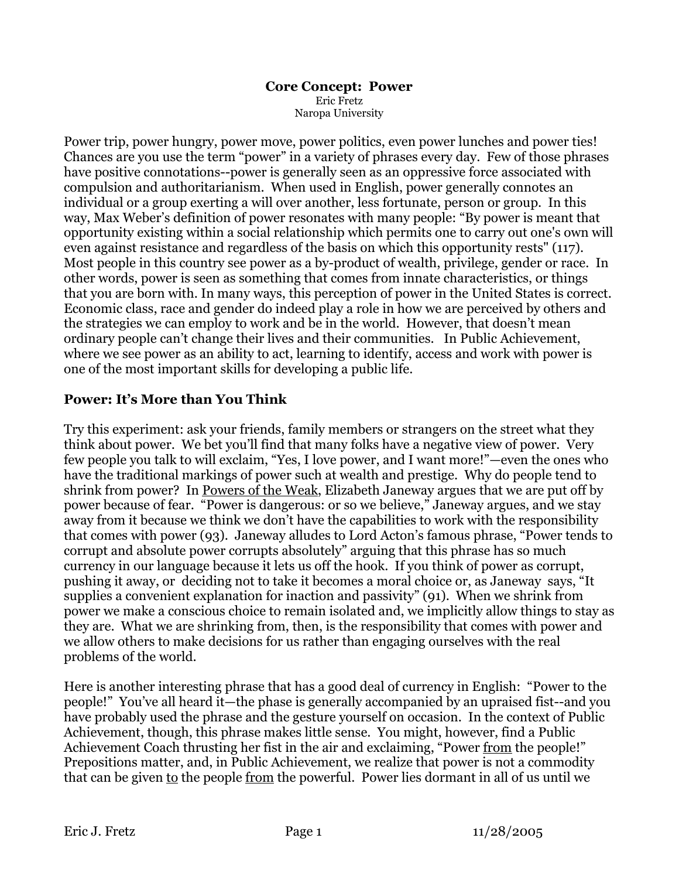# Core Concept: Power

Eric Fretz
Naropa University

Power trip, power hungry, power move, power politics, even power lunches and power ties! Chances are you use the term "power" in a variety of phrases every day. Few of those phrases have positive connotations--power is generally seen as an oppressive force associated with compulsion and authoritarianism. When used in English, power generally connotes an individual or a group exerting a will over another, less fortunate, person or group. In this way, Max Weber's definition of power resonates with many people: "By power is meant that opportunity existing within a social relationship which permits one to carry out one's own will even against resistance and regardless of the basis on which this opportunity rests" (117). Most people in this country see power as a by-product of wealth, privilege, gender or race. In other words, power is seen as something that comes from innate characteristics, or things that you are born with. In many ways, this perception of power in the United States is correct. Economic class, race and gender do indeed play a role in how we are perceived by others and the strategies we can employ to work and be in the world. However, that doesn't mean ordinary people can't change their lives and their communities. In Public Achievement, where we see power as an ability to act, learning to identify, access and work with power is one of the most important skills for developing a public life.

## Power: It's More than You Think

Try this experiment: ask your friends, family members or strangers on the street what they think about power. We bet you'll find that many folks have a negative view of power. Very few people you talk to will exclaim, "Yes, I love power, and I want more!"—even the ones who have the traditional markings of power such at wealth and prestige. Why do people tend to shrink from power? In Powers of the Weak, Elizabeth Janeway argues that we are put off by power because of fear. "Power is dangerous: or so we believe," Janeway argues, and we stay away from it because we think we don't have the capabilities to work with the responsibility that comes with power (93). Janeway alludes to Lord Acton's famous phrase, "Power tends to corrupt and absolute power corrupts absolutely" arguing that this phrase has so much currency in our language because it lets us off the hook. If you think of power as corrupt, pushing it away, or deciding not to take it becomes a moral choice or, as Janeway says, "It supplies a convenient explanation for inaction and passivity" (91). When we shrink from power we make a conscious choice to remain isolated and, we implicitly allow things to stay as they are. What we are shrinking from, then, is the responsibility that comes with power and we allow others to make decisions for us rather than engaging ourselves with the real problems of the world.

Here is another interesting phrase that has a good deal of currency in English: "Power to the people!" You've all heard it—the phase is generally accompanied by an upraised fist--and you have probably used the phrase and the gesture yourself on occasion. In the context of Public Achievement, though, this phrase makes little sense. You might, however, find a Public Achievement Coach thrusting her fist in the air and exclaiming, "Power from the people!" Prepositions matter, and, in Public Achievement, we realize that power is not a commodity that can be given to the people from the powerful. Power lies dormant in all of us until we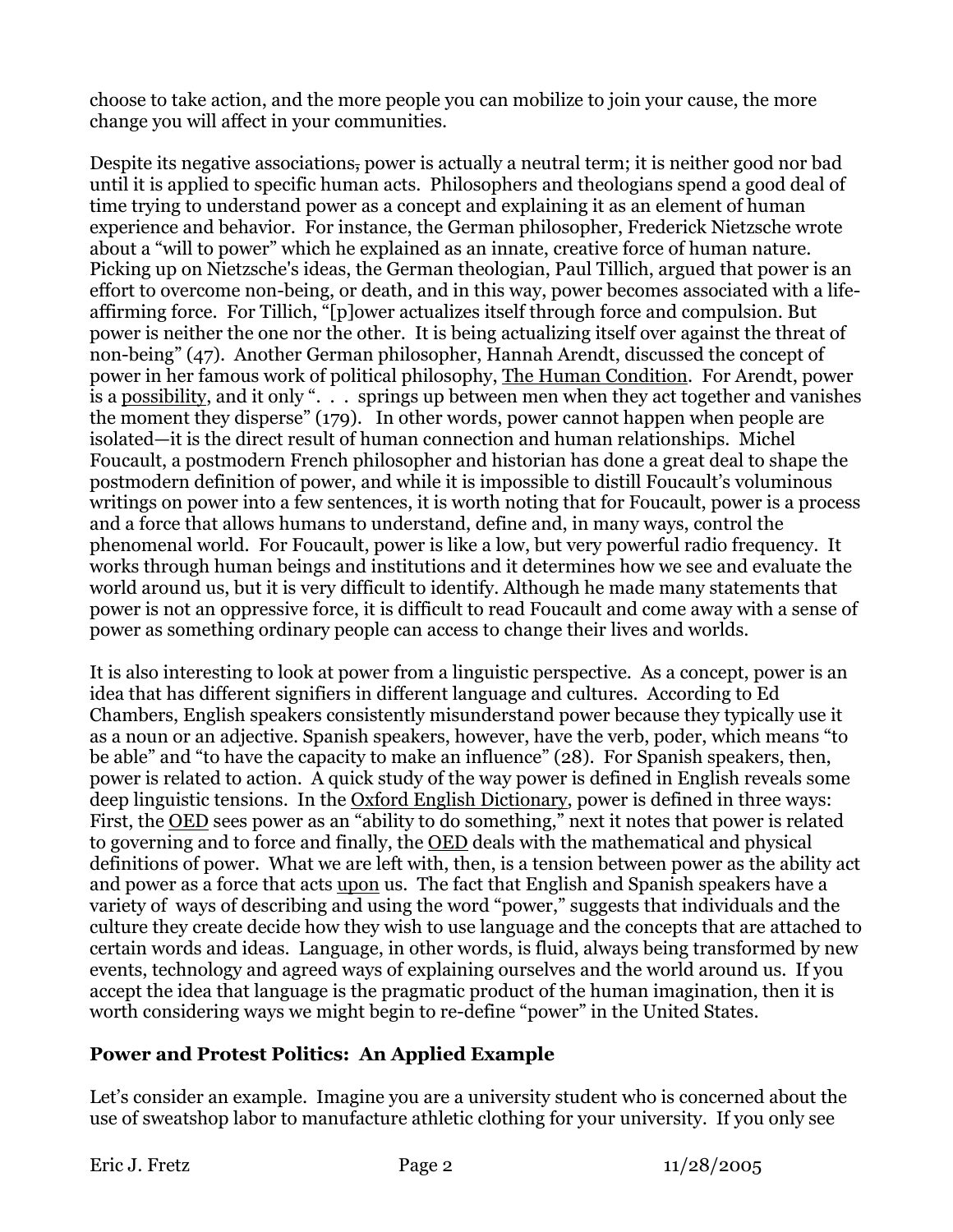choose to take action, and the more people you can mobilize to join your cause, the more change you will affect in your communities.

Despite its negative associations, power is actually a neutral term; it is neither good nor bad until it is applied to specific human acts. Philosophers and theologians spend a good deal of time trying to understand power as a concept and explaining it as an element of human experience and behavior. For instance, the German philosopher, Frederick Nietzsche wrote about a "will to power" which he explained as an innate, creative force of human nature. Picking up on Nietzsche's ideas, the German theologian, Paul Tillich, argued that power is an effort to overcome non-being, or death, and in this way, power becomes associated with a life-affirming force. For Tillich, "[p]ower actualizes itself through force and compulsion. But power is neither the one nor the other. It is being actualizing itself over against the threat of non-being" (47). Another German philosopher, Hannah Arendt, discussed the concept of power in her famous work of political philosophy, <u>The Human Condition</u>. For Arendt, power is a <u>possibility</u>, and it only ". . . springs up between men when they act together and vanishes the moment they disperse" (179). In other words, power cannot happen when people are isolated—it is the direct result of human connection and human relationships. Michel Foucault, a postmodern French philosopher and historian has done a great deal to shape the postmodern definition of power, and while it is impossible to distill Foucault's voluminous writings on power into a few sentences, it is worth noting that for Foucault, power is a process and a force that allows humans to understand, define and, in many ways, control the phenomenal world. For Foucault, power is like a low, but very powerful radio frequency. It works through human beings and institutions and it determines how we see and evaluate the world around us, but it is very difficult to identify. Although he made many statements that power is not an oppressive force, it is difficult to read Foucault and come away with a sense of power as something ordinary people can access to change their lives and worlds.

It is also interesting to look at power from a linguistic perspective. As a concept, power is an idea that has different signifiers in different language and cultures. According to Ed Chambers, English speakers consistently misunderstand power because they typically use it as a noun or an adjective. Spanish speakers, however, have the verb, poder, which means "to be able" and "to have the capacity to make an influence" (28). For Spanish speakers, then, power is related to action. A quick study of the way power is defined in English reveals some deep linguistic tensions. In the <u>Oxford English Dictionary</u>, power is defined in three ways: First, the <u>OED</u> sees power as an "ability to do something," next it notes that power is related to governing and to force and finally, the <u>OED</u> deals with the mathematical and physical definitions of power. What we are left with, then, is a tension between power as the ability act and power as a force that acts <u>upon</u> us. The fact that English and Spanish speakers have a variety of ways of describing and using the word "power," suggests that individuals and the culture they create decide how they wish to use language and the concepts that are attached to certain words and ideas. Language, in other words, is fluid, always being transformed by new events, technology and agreed ways of explaining ourselves and the world around us. If you accept the idea that language is the pragmatic product of the human imagination, then it is worth considering ways we might begin to re-define "power" in the United States.

### Power and Protest Politics: An Applied Example

Let's consider an example. Imagine you are a university student who is concerned about the use of sweatshop labor to manufacture athletic clothing for your university. If you only see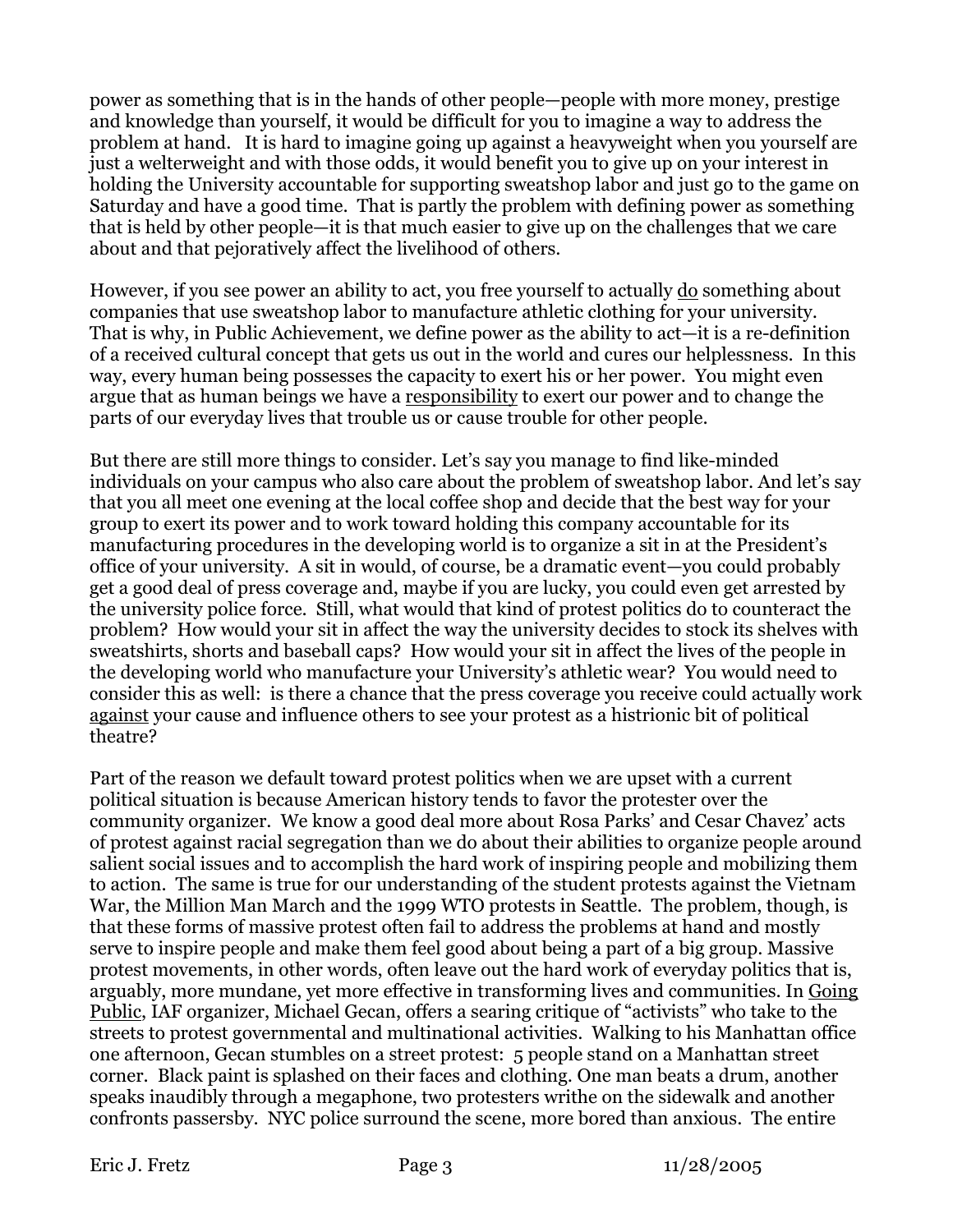power as something that is in the hands of other people—people with more money, prestige and knowledge than yourself, it would be difficult for you to imagine a way to address the problem at hand. It is hard to imagine going up against a heavyweight when you yourself are just a welterweight and with those odds, it would benefit you to give up on your interest in holding the University accountable for supporting sweatshop labor and just go to the game on Saturday and have a good time. That is partly the problem with defining power as something that is held by other people—it is that much easier to give up on the challenges that we care about and that pejoratively affect the livelihood of others.

However, if you see power an ability to act, you free yourself to actually <u>do</u> something about companies that use sweatshop labor to manufacture athletic clothing for your university. That is why, in Public Achievement, we define power as the ability to act—it is a re-definition of a received cultural concept that gets us out in the world and cures our helplessness. In this way, every human being possesses the capacity to exert his or her power. You might even argue that as human beings we have a <u>responsibility</u> to exert our power and to change the parts of our everyday lives that trouble us or cause trouble for other people.

But there are still more things to consider. Let's say you manage to find like-minded individuals on your campus who also care about the problem of sweatshop labor. And let's say that you all meet one evening at the local coffee shop and decide that the best way for your group to exert its power and to work toward holding this company accountable for its manufacturing procedures in the developing world is to organize a sit in at the President's office of your university. A sit in would, of course, be a dramatic event—you could probably get a good deal of press coverage and, maybe if you are lucky, you could even get arrested by the university police force. Still, what would that kind of protest politics do to counteract the problem? How would your sit in affect the way the university decides to stock its shelves with sweatshirts, shorts and baseball caps? How would your sit in affect the lives of the people in the developing world who manufacture your University's athletic wear? You would need to consider this as well: is there a chance that the press coverage you receive could actually work <u>against</u> your cause and influence others to see your protest as a histrionic bit of political theatre?

Part of the reason we default toward protest politics when we are upset with a current political situation is because American history tends to favor the protester over the community organizer. We know a good deal more about Rosa Parks' and Cesar Chavez' acts of protest against racial segregation than we do about their abilities to organize people around salient social issues and to accomplish the hard work of inspiring people and mobilizing them to action. The same is true for our understanding of the student protests against the Vietnam War, the Million Man March and the 1999 WTO protests in Seattle. The problem, though, is that these forms of massive protest often fail to address the problems at hand and mostly serve to inspire people and make them feel good about being a part of a big group. Massive protest movements, in other words, often leave out the hard work of everyday politics that is, arguably, more mundane, yet more effective in transforming lives and communities. In <u>Going Public</u>, IAF organizer, Michael Gecan, offers a searing critique of "activists" who take to the streets to protest governmental and multinational activities. Walking to his Manhattan office one afternoon, Gecan stumbles on a street protest: 5 people stand on a Manhattan street corner. Black paint is splashed on their faces and clothing. One man beats a drum, another speaks inaudibly through a megaphone, two protesters writhe on the sidewalk and another confronts passersby. NYC police surround the scene, more bored than anxious. The entire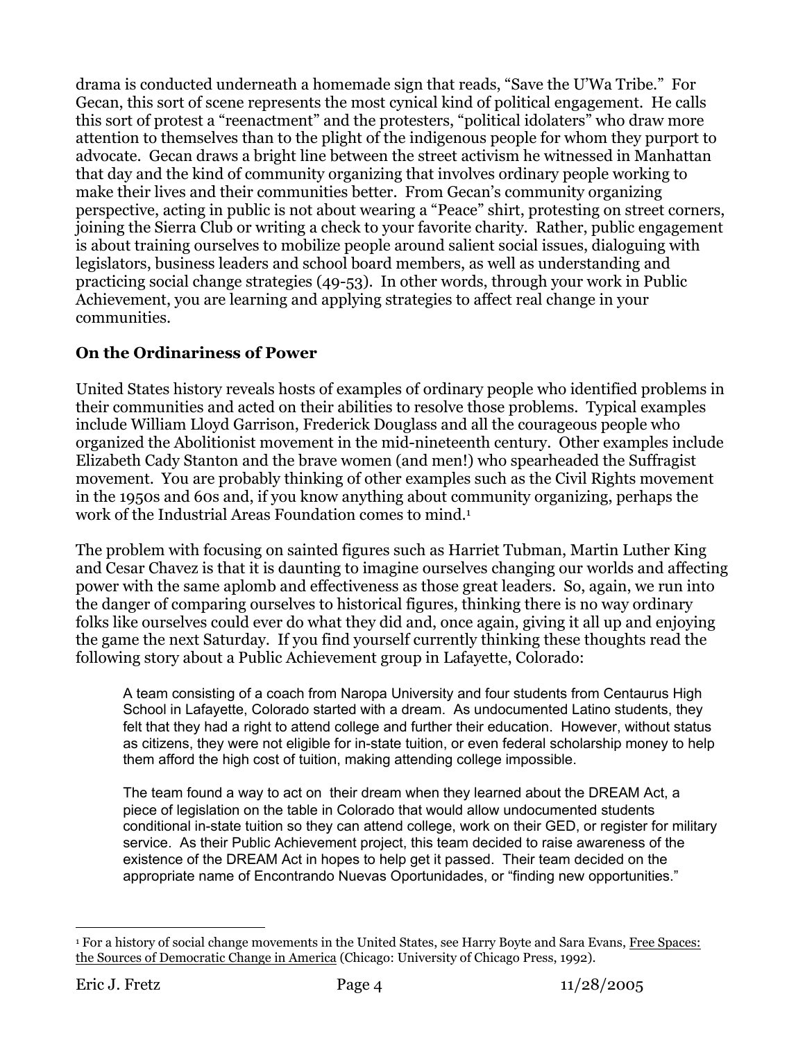drama is conducted underneath a homemade sign that reads, "Save the U'Wa Tribe." For Gecan, this sort of scene represents the most cynical kind of political engagement. He calls this sort of protest a "reenactment" and the protesters, "political idolaters" who draw more attention to themselves than to the plight of the indigenous people for whom they purport to advocate. Gecan draws a bright line between the street activism he witnessed in Manhattan that day and the kind of community organizing that involves ordinary people working to make their lives and their communities better. From Gecan's community organizing perspective, acting in public is not about wearing a "Peace" shirt, protesting on street corners, joining the Sierra Club or writing a check to your favorite charity. Rather, public engagement is about training ourselves to mobilize people around salient social issues, dialoguing with legislators, business leaders and school board members, as well as understanding and practicing social change strategies (49-53). In other words, through your work in Public Achievement, you are learning and applying strategies to affect real change in your communities.

### On the Ordinariness of Power

United States history reveals hosts of examples of ordinary people who identified problems in their communities and acted on their abilities to resolve those problems. Typical examples include William Lloyd Garrison, Frederick Douglass and all the courageous people who organized the Abolitionist movement in the mid-nineteenth century. Other examples include Elizabeth Cady Stanton and the brave women (and men!) who spearheaded the Suffragist movement. You are probably thinking of other examples such as the Civil Rights movement in the 1950s and 60s and, if you know anything about community organizing, perhaps the work of the Industrial Areas Foundation comes to mind.[1]

The problem with focusing on sainted figures such as Harriet Tubman, Martin Luther King and Cesar Chavez is that it is daunting to imagine ourselves changing our worlds and affecting power with the same aplomb and effectiveness as those great leaders. So, again, we run into the danger of comparing ourselves to historical figures, thinking there is no way ordinary folks like ourselves could ever do what they did and, once again, giving it all up and enjoying the game the next Saturday. If you find yourself currently thinking these thoughts read the following story about a Public Achievement group in Lafayette, Colorado:

> A team consisting of a coach from Naropa University and four students from Centaurus High School in Lafayette, Colorado started with a dream. As undocumented Latino students, they felt that they had a right to attend college and further their education. However, without status as citizens, they were not eligible for in-state tuition, or even federal scholarship money to help them afford the high cost of tuition, making attending college impossible.
>
> The team found a way to act on their dream when they learned about the DREAM Act, a piece of legislation on the table in Colorado that would allow undocumented students conditional in-state tuition so they can attend college, work on their GED, or register for military service. As their Public Achievement project, this team decided to raise awareness of the existence of the DREAM Act in hopes to help get it passed. Their team decided on the appropriate name of Encontrando Nuevas Oportunidades, or "finding new opportunities."

---

[1] For a history of social change movements in the United States, see Harry Boyte and Sara Evans, Free Spaces: the Sources of Democratic Change in America (Chicago: University of Chicago Press, 1992).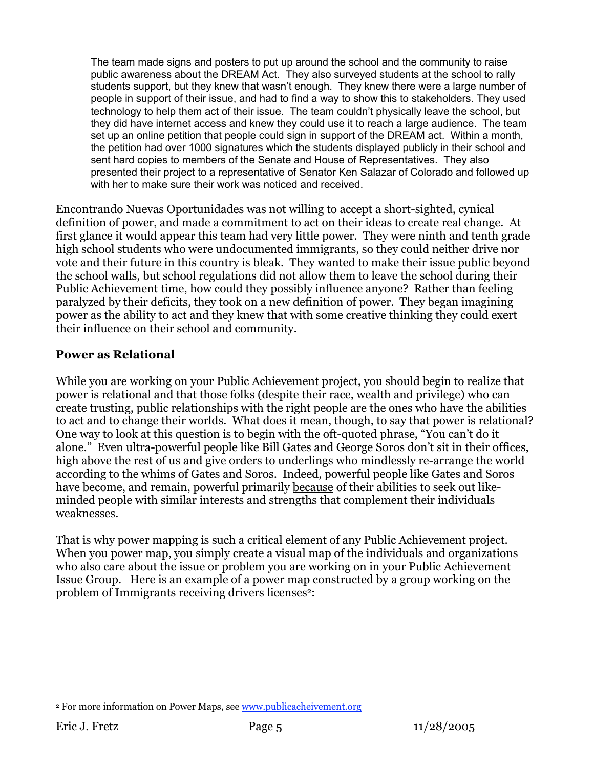> The team made signs and posters to put up around the school and the community to raise public awareness about the DREAM Act. They also surveyed students at the school to rally students support, but they knew that wasn't enough. They knew there were a large number of people in support of their issue, and had to find a way to show this to stakeholders. They used technology to help them act of their issue. The team couldn't physically leave the school, but they did have internet access and knew they could use it to reach a large audience. The team set up an online petition that people could sign in support of the DREAM act. Within a month, the petition had over 1000 signatures which the students displayed publicly in their school and sent hard copies to members of the Senate and House of Representatives. They also presented their project to a representative of Senator Ken Salazar of Colorado and followed up with her to make sure their work was noticed and received.

Encontrando Nuevas Oportunidades was not willing to accept a short-sighted, cynical definition of power, and made a commitment to act on their ideas to create real change. At first glance it would appear this team had very little power. They were ninth and tenth grade high school students who were undocumented immigrants, so they could neither drive nor vote and their future in this country is bleak. They wanted to make their issue public beyond the school walls, but school regulations did not allow them to leave the school during their Public Achievement time, how could they possibly influence anyone? Rather than feeling paralyzed by their deficits, they took on a new definition of power. They began imagining power as the ability to act and they knew that with some creative thinking they could exert their influence on their school and community.

## Power as Relational

While you are working on your Public Achievement project, you should begin to realize that power is relational and that those folks (despite their race, wealth and privilege) who can create trusting, public relationships with the right people are the ones who have the abilities to act and to change their worlds. What does it mean, though, to say that power is relational? One way to look at this question is to begin with the oft-quoted phrase, "You can't do it alone." Even ultra-powerful people like Bill Gates and George Soros don't sit in their offices, high above the rest of us and give orders to underlings who mindlessly re-arrange the world according to the whims of Gates and Soros. Indeed, powerful people like Gates and Soros have become, and remain, powerful primarily <u>because</u> of their abilities to seek out like-minded people with similar interests and strengths that complement their individuals weaknesses.

That is why power mapping is such a critical element of any Public Achievement project. When you power map, you simply create a visual map of the individuals and organizations who also care about the issue or problem you are working on in your Public Achievement Issue Group. Here is an example of a power map constructed by a group working on the problem of Immigrants receiving drivers licenses[2]:

[2] For more information on Power Maps, see www.publicacheivement.org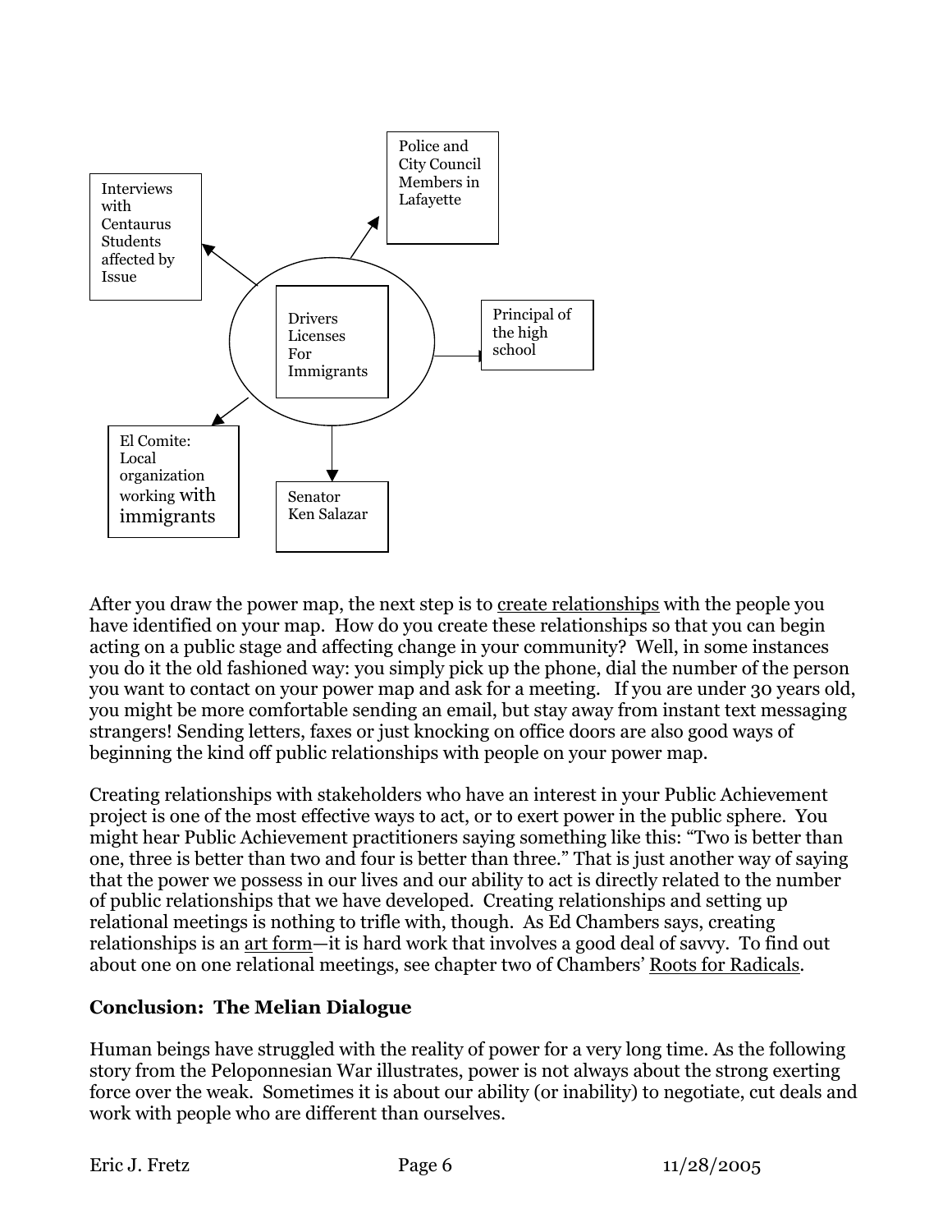Interviews with Centaurus Students affected by Issue

Police and City Council Members in Lafayette

Drivers Licenses For Immigrants

Principal of the high school

El Comite: Local organization working with immigrants

Senator Ken Salazar

After you draw the power map, the next step is to create relationships with the people you have identified on your map. How do you create these relationships so that you can begin acting on a public stage and affecting change in your community? Well, in some instances you do it the old fashioned way: you simply pick up the phone, dial the number of the person you want to contact on your power map and ask for a meeting. If you are under 30 years old, you might be more comfortable sending an email, but stay away from instant text messaging strangers! Sending letters, faxes or just knocking on office doors are also good ways of beginning the kind off public relationships with people on your power map.

Creating relationships with stakeholders who have an interest in your Public Achievement project is one of the most effective ways to act, or to exert power in the public sphere. You might hear Public Achievement practitioners saying something like this: "Two is better than one, three is better than two and four is better than three." That is just another way of saying that the power we possess in our lives and our ability to act is directly related to the number of public relationships that we have developed. Creating relationships and setting up relational meetings is nothing to trifle with, though. As Ed Chambers says, creating relationships is an art form—it is hard work that involves a good deal of savvy. To find out about one on one relational meetings, see chapter two of Chambers' Roots for Radicals.

**Conclusion: The Melian Dialogue**

Human beings have struggled with the reality of power for a very long time. As the following story from the Peloponnesian War illustrates, power is not always about the strong exerting force over the weak. Sometimes it is about our ability (or inability) to negotiate, cut deals and work with people who are different than ourselves.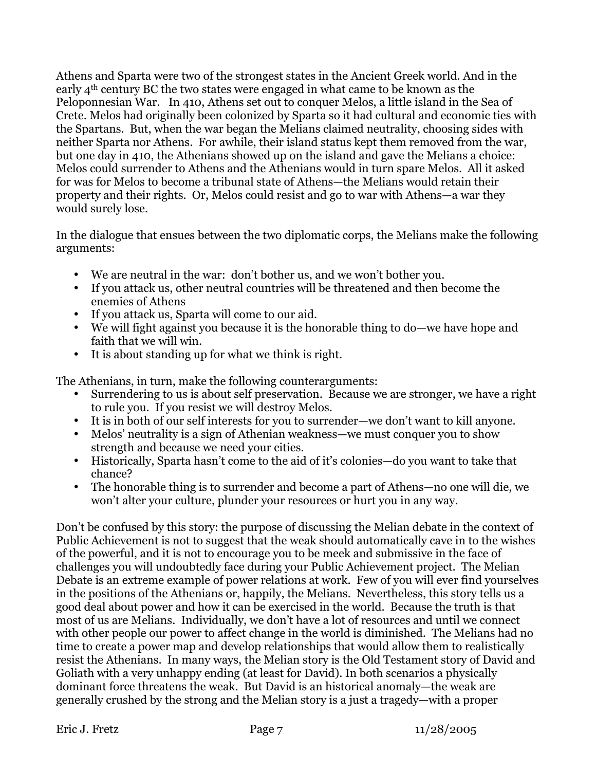Athens and Sparta were two of the strongest states in the Ancient Greek world. And in the early 4th century BC the two states were engaged in what came to be known as the Peloponnesian War. In 410, Athens set out to conquer Melos, a little island in the Sea of Crete. Melos had originally been colonized by Sparta so it had cultural and economic ties with the Spartans. But, when the war began the Melians claimed neutrality, choosing sides with neither Sparta nor Athens. For awhile, their island status kept them removed from the war, but one day in 410, the Athenians showed up on the island and gave the Melians a choice: Melos could surrender to Athens and the Athenians would in turn spare Melos. All it asked for was for Melos to become a tribunal state of Athens—the Melians would retain their property and their rights. Or, Melos could resist and go to war with Athens—a war they would surely lose.

In the dialogue that ensues between the two diplomatic corps, the Melians make the following arguments:

- We are neutral in the war: don't bother us, and we won't bother you.
- If you attack us, other neutral countries will be threatened and then become the enemies of Athens
- If you attack us, Sparta will come to our aid.
- We will fight against you because it is the honorable thing to do—we have hope and faith that we will win.
- It is about standing up for what we think is right.

The Athenians, in turn, make the following counterarguments:

- Surrendering to us is about self preservation. Because we are stronger, we have a right to rule you. If you resist we will destroy Melos.
- It is in both of our self interests for you to surrender—we don't want to kill anyone.
- Melos' neutrality is a sign of Athenian weakness—we must conquer you to show strength and because we need your cities.
- Historically, Sparta hasn't come to the aid of it's colonies—do you want to take that chance?
- The honorable thing is to surrender and become a part of Athens—no one will die, we won't alter your culture, plunder your resources or hurt you in any way.

Don't be confused by this story: the purpose of discussing the Melian debate in the context of Public Achievement is not to suggest that the weak should automatically cave in to the wishes of the powerful, and it is not to encourage you to be meek and submissive in the face of challenges you will undoubtedly face during your Public Achievement project. The Melian Debate is an extreme example of power relations at work. Few of you will ever find yourselves in the positions of the Athenians or, happily, the Melians. Nevertheless, this story tells us a good deal about power and how it can be exercised in the world. Because the truth is that most of us are Melians. Individually, we don't have a lot of resources and until we connect with other people our power to affect change in the world is diminished. The Melians had no time to create a power map and develop relationships that would allow them to realistically resist the Athenians. In many ways, the Melian story is the Old Testament story of David and Goliath with a very unhappy ending (at least for David). In both scenarios a physically dominant force threatens the weak. But David is an historical anomaly—the weak are generally crushed by the strong and the Melian story is a just a tragedy—with a proper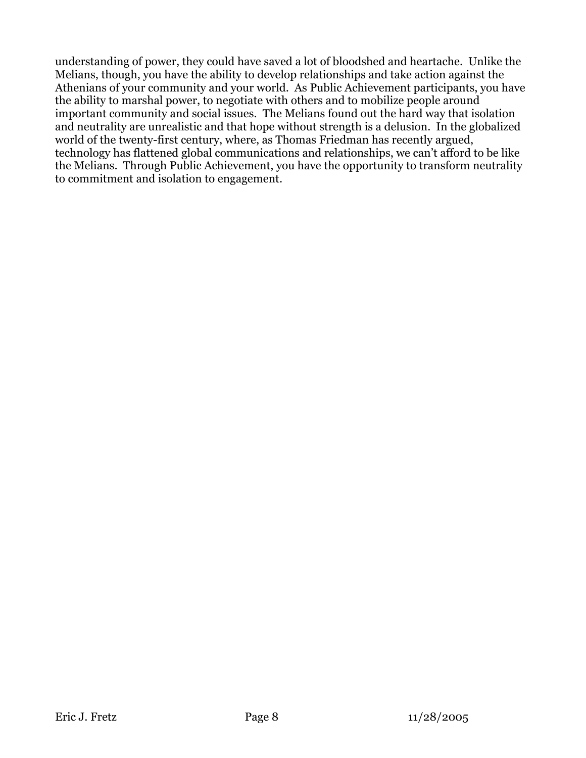understanding of power, they could have saved a lot of bloodshed and heartache. Unlike the Melians, though, you have the ability to develop relationships and take action against the Athenians of your community and your world. As Public Achievement participants, you have the ability to marshal power, to negotiate with others and to mobilize people around important community and social issues. The Melians found out the hard way that isolation and neutrality are unrealistic and that hope without strength is a delusion. In the globalized world of the twenty-first century, where, as Thomas Friedman has recently argued, technology has flattened global communications and relationships, we can't afford to be like the Melians. Through Public Achievement, you have the opportunity to transform neutrality to commitment and isolation to engagement.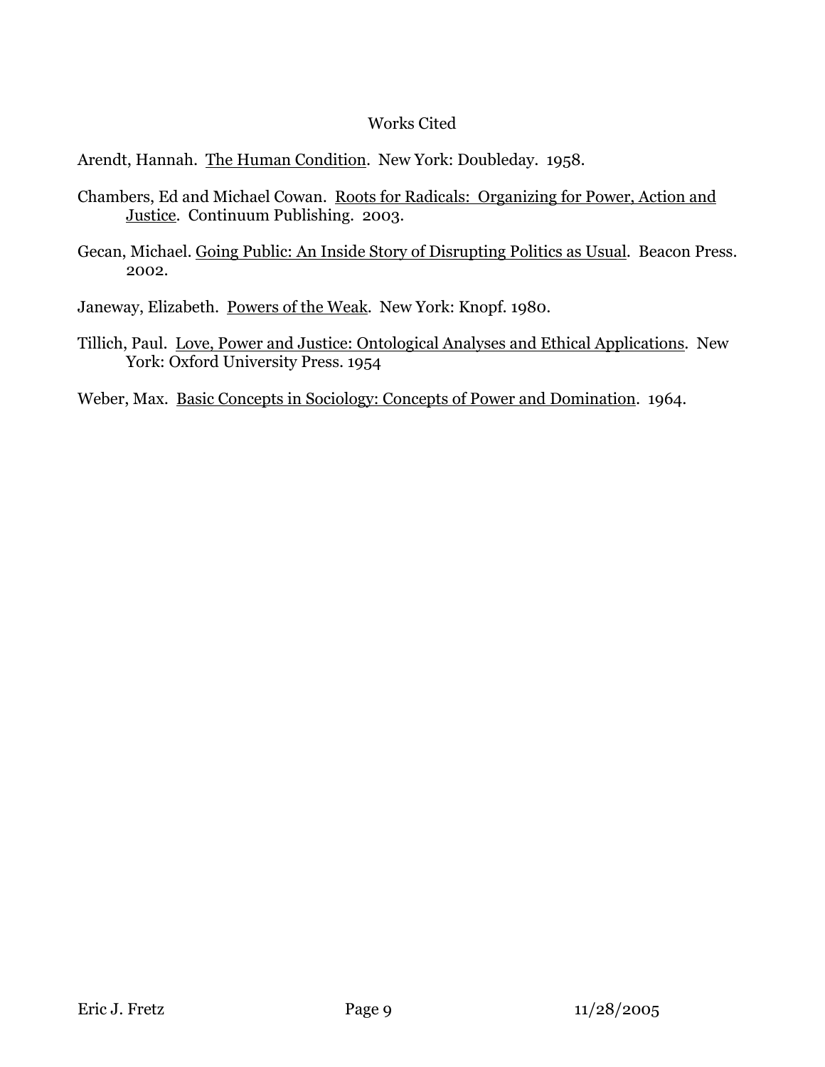## Works Cited

Arendt, Hannah. The Human Condition. New York: Doubleday. 1958.

Chambers, Ed and Michael Cowan. Roots for Radicals: Organizing for Power, Action and Justice. Continuum Publishing. 2003.

Gecan, Michael. Going Public: An Inside Story of Disrupting Politics as Usual. Beacon Press. 2002.

Janeway, Elizabeth. Powers of the Weak. New York: Knopf. 1980.

Tillich, Paul. Love, Power and Justice: Ontological Analyses and Ethical Applications. New York: Oxford University Press. 1954

Weber, Max. Basic Concepts in Sociology: Concepts of Power and Domination. 1964.